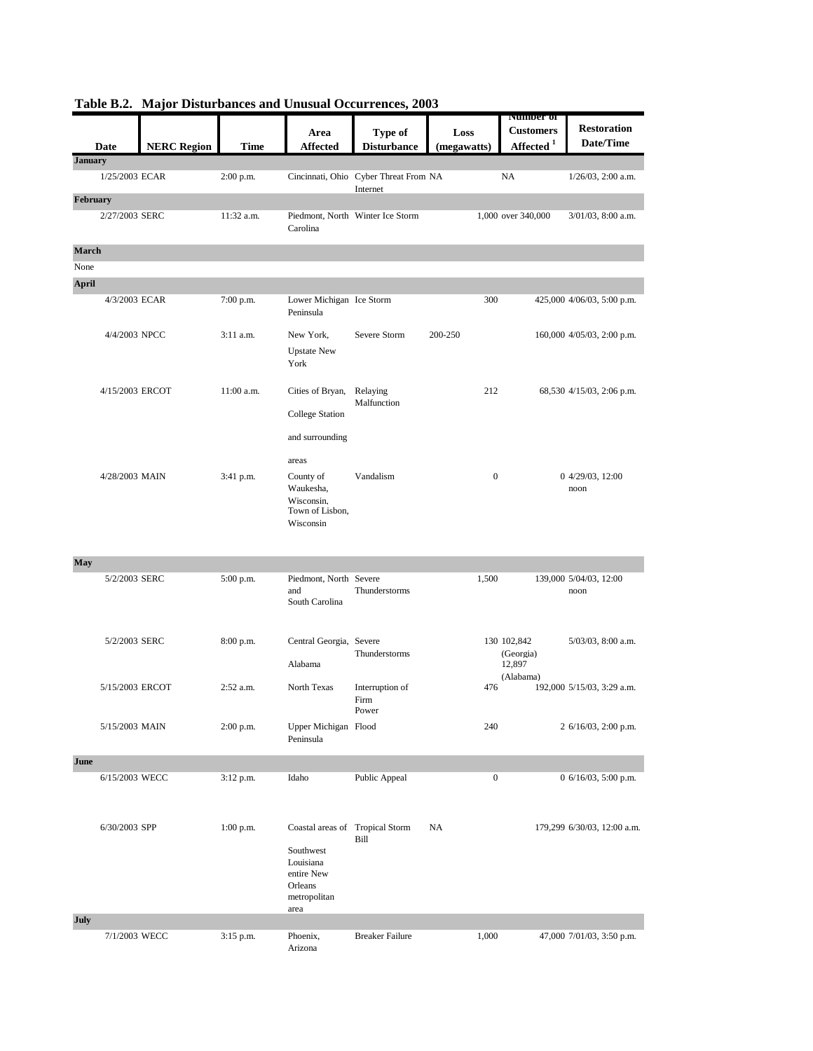**Table B.2. Major Disturbances and Unusual Occurrences, 2003**

| Date | NERC Region | Time | Area Affected | Type of Disturbance | Loss (megawatts) | Number of Customers Affected [1] | Restoration Date/Time |
|---|---|---|---|---|---|---|---|
| **January** | | | | | | | |
| 1/25/2003 | ECAR | 2:00 p.m. | Cincinnati, Ohio | Cyber Threat From Internet | NA | NA | 1/26/03, 2:00 a.m. |
| **February** | | | | | | | |
| 2/27/2003 | SERC | 11:32 a.m. | Piedmont, North Carolina | Winter Ice Storm | 1,000 | over 340,000 | 3/01/03, 8:00 a.m. |
| **March** | | | | | | | |
| None | | | | | | | |
| **April** | | | | | | | |
| 4/3/2003 | ECAR | 7:00 p.m. | Lower Michigan Peninsula | Ice Storm | 300 | 425,000 | 4/06/03, 5:00 p.m. |
| 4/4/2003 | NPCC | 3:11 a.m. | New York, Upstate New York | Severe Storm | 200-250 | 160,000 | 4/05/03, 2:00 p.m. |
| 4/15/2003 | ERCOT | 11:00 a.m. | Cities of Bryan, College Station and surrounding areas | Relaying Malfunction | 212 | 68,530 | 4/15/03, 2:06 p.m. |
| 4/28/2003 | MAIN | 3:41 p.m. | County of Waukesha, Wisconsin, Town of Lisbon, Wisconsin | Vandalism | 0 | 0 | 4/29/03, 12:00 noon |
| **May** | | | | | | | |
| 5/2/2003 | SERC | 5:00 p.m. | Piedmont, North and South Carolina | Severe Thunderstorms | 1,500 | 139,000 | 5/04/03, 12:00 noon |
| 5/2/2003 | SERC | 8:00 p.m. | Central Georgia, Alabama | Severe Thunderstorms | 130 | 102,842 (Georgia) 12,897 (Alabama) | 5/03/03, 8:00 a.m. |
| 5/15/2003 | ERCOT | 2:52 a.m. | North Texas | Interruption of Firm Power | 476 | 192,000 | 5/15/03, 3:29 a.m. |
| 5/15/2003 | MAIN | 2:00 p.m. | Upper Michigan Peninsula | Flood | 240 | 2 | 6/16/03, 2:00 p.m. |
| **June** | | | | | | | |
| 6/15/2003 | WECC | 3:12 p.m. | Idaho | Public Appeal | 0 | 0 | 6/16/03, 5:00 p.m. |
| 6/30/2003 | SPP | 1:00 p.m. | Coastal areas of Southwest Louisiana entire New Orleans metropolitan area | Tropical Storm Bill | NA | 179,299 | 6/30/03, 12:00 a.m. |
| **July** | | | | | | | |
| 7/1/2003 | WECC | 3:15 p.m. | Phoenix, Arizona | Breaker Failure | 1,000 | 47,000 | 7/01/03, 3:50 p.m. |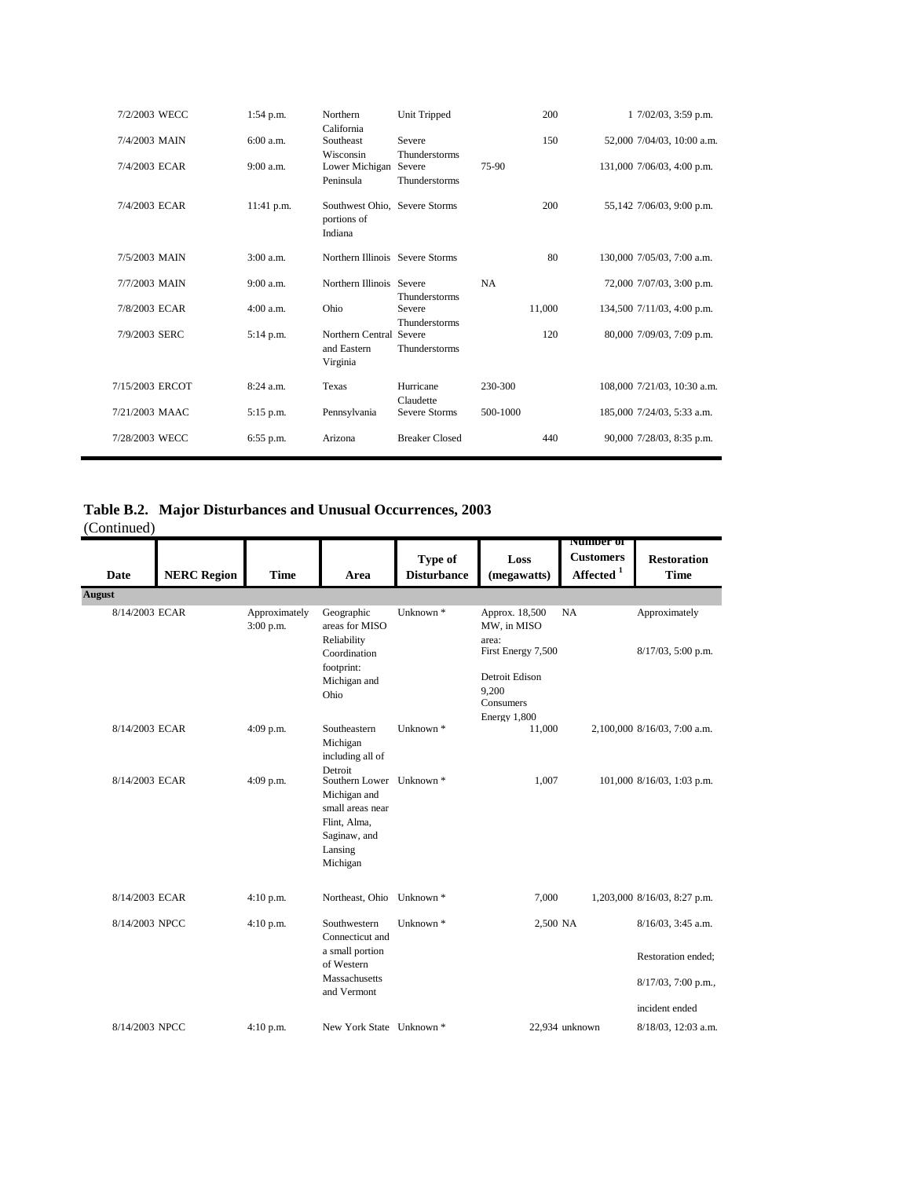| Date | NERC Region | Time | Area | Type of Disturbance | Loss (megawatts) | Number of Customers Affected [1] | Restoration Time |
|---|---|---|---|---|---|---|---|
| 7/2/2003 | WECC | 1:54 p.m. | Northern California | Unit Tripped | 200 | 1 | 7/02/03, 3:59 p.m. |
| 7/4/2003 | MAIN | 6:00 a.m. | Southeast Wisconsin | Severe Thunderstorms | 150 | 52,000 | 7/04/03, 10:00 a.m. |
| 7/4/2003 | ECAR | 9:00 a.m. | Lower Michigan Peninsula | Severe Thunderstorms | 75-90 | 131,000 | 7/06/03, 4:00 p.m. |
| 7/4/2003 | ECAR | 11:41 p.m. | Southwest Ohio, portions of Indiana | Severe Storms | 200 | 55,142 | 7/06/03, 9:00 p.m. |
| 7/5/2003 | MAIN | 3:00 a.m. | Northern Illinois | Severe Storms | 80 | 130,000 | 7/05/03, 7:00 a.m. |
| 7/7/2003 | MAIN | 9:00 a.m. | Northern Illinois | Severe Thunderstorms | NA | 72,000 | 7/07/03, 3:00 p.m. |
| 7/8/2003 | ECAR | 4:00 a.m. | Ohio | Severe Thunderstorms | 11,000 | 134,500 | 7/11/03, 4:00 p.m. |
| 7/9/2003 | SERC | 5:14 p.m. | Northern Central and Eastern Virginia | Severe Thunderstorms | 120 | 80,000 | 7/09/03, 7:09 p.m. |
| 7/15/2003 | ERCOT | 8:24 a.m. | Texas | Hurricane Claudette | 230-300 | 108,000 | 7/21/03, 10:30 a.m. |
| 7/21/2003 | MAAC | 5:15 p.m. | Pennsylvania | Severe Storms | 500-1000 | 185,000 | 7/24/03, 5:33 a.m. |
| 7/28/2003 | WECC | 6:55 p.m. | Arizona | Breaker Closed | 440 | 90,000 | 7/28/03, 8:35 p.m. |

**Table B.2. Major Disturbances and Unusual Occurrences, 2003**
(Continued)

| Date | NERC Region | Time | Area | Type of Disturbance | Loss (megawatts) | Number of Customers Affected [1] | Restoration Time |
|---|---|---|---|---|---|---|---|
| **August** | | | | | | | |
| 8/14/2003 | ECAR | Approximately 3:00 p.m. | Geographic areas for MISO Reliability Coordination footprint: Michigan and Ohio | Unknown * | Approx. 18,500 MW, in MISO area: First Energy 7,500 Detroit Edison 9,200 Consumers Energy 1,800 | NA | Approximately 8/17/03, 5:00 p.m. |
| 8/14/2003 | ECAR | 4:09 p.m. | Southeastern Michigan including all of Detroit | Unknown * | 11,000 | 2,100,000 | 8/16/03, 7:00 a.m. |
| 8/14/2003 | ECAR | 4:09 p.m. | Southern Lower Michigan and small areas near Flint, Alma, Saginaw, and Lansing Michigan | Unknown * | 1,007 | 101,000 | 8/16/03, 1:03 p.m. |
| 8/14/2003 | ECAR | 4:10 p.m. | Northeast, Ohio | Unknown * | 7,000 | 1,203,000 | 8/16/03, 8:27 p.m. |
| 8/14/2003 | NPCC | 4:10 p.m. | Southwestern Connecticut and a small portion of Western Massachusetts and Vermont | Unknown * | 2,500 | NA | 8/16/03, 3:45 a.m. Restoration ended; 8/17/03, 7:00 p.m., incident ended |
| 8/14/2003 | NPCC | 4:10 p.m. | New York State | Unknown * | 22,934 | unknown | 8/18/03, 12:03 a.m. |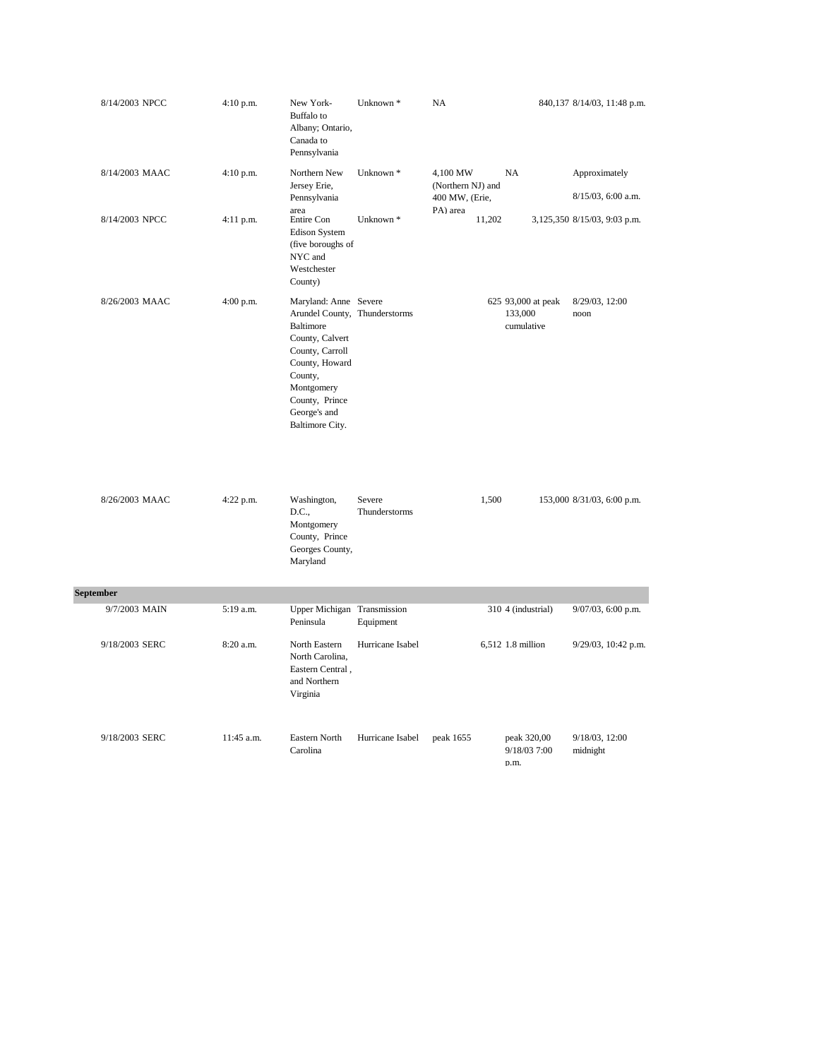| | | | | | | | |
|---|---|---|---|---|---|---|---|
| 8/14/2003 | NPCC | 4:10 p.m. | New York-Buffalo to Albany; Ontario, Canada to Pennsylvania | Unknown * | NA | 840,137 | 8/14/03, 11:48 p.m. |
| 8/14/2003 | MAAC | 4:10 p.m. | Northern New Jersey Erie, Pennsylvania area | Unknown * | 4,100 MW (Northern NJ) and 400 MW, (Erie, PA) area | NA | Approximately 8/15/03, 6:00 a.m. |
| 8/14/2003 | NPCC | 4:11 p.m. | Entire Con Edison System (five boroughs of NYC and Westchester County) | Unknown * | 11,202 | 3,125,350 | 8/15/03, 9:03 p.m. |
| 8/26/2003 | MAAC | 4:00 p.m. | Maryland: Anne Arundel County, Baltimore County, Calvert County, Carroll County, Howard County, Montgomery County, Prince George's and Baltimore City. | Severe Thunderstorms | 625 | 93,000 at peak 133,000 cumulative | 8/29/03, 12:00 noon |
| 8/26/2003 | MAAC | 4:22 p.m. | Washington, D.C., Montgomery County, Prince Georges County, Maryland | Severe Thunderstorms | 1,500 | 153,000 | 8/31/03, 6:00 p.m. |
| **September** | | | | | | | |
| 9/7/2003 | MAIN | 5:19 a.m. | Upper Michigan Peninsula | Transmission Equipment | 310 | 4 (industrial) | 9/07/03, 6:00 p.m. |
| 9/18/2003 | SERC | 8:20 a.m. | North Eastern North Carolina, Eastern Central , and Northern Virginia | Hurricane Isabel | 6,512 | 1.8 million | 9/29/03, 10:42 p.m. |
| 9/18/2003 | SERC | 11:45 a.m. | Eastern North Carolina | Hurricane Isabel | peak 1655 | peak 320,00 9/18/03 7:00 p.m. | 9/18/03, 12:00 midnight |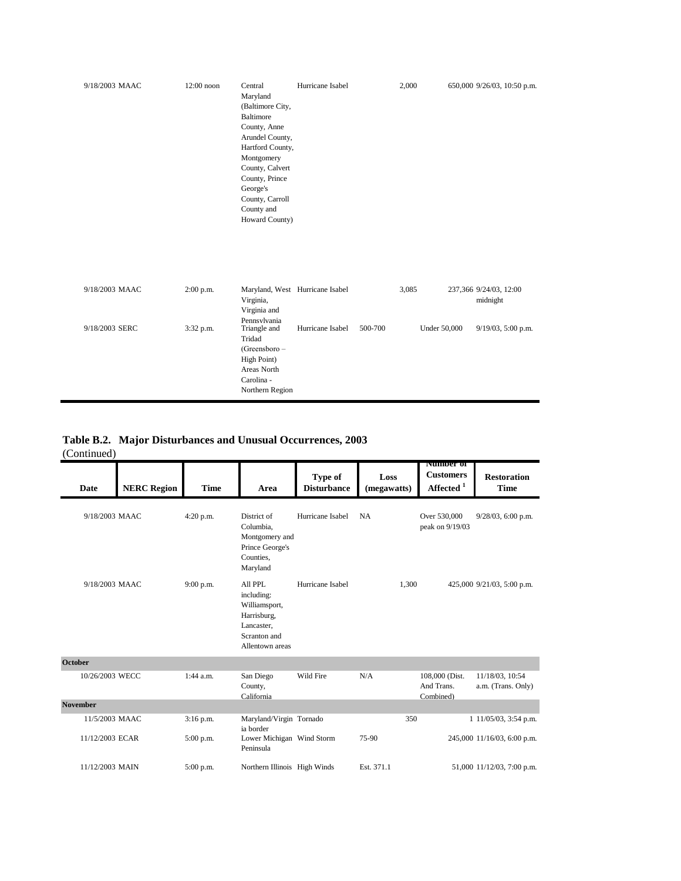| | | | | | | | |
|---|---|---|---|---|---|---|---|
| 9/18/2003 | MAAC | 12:00 noon | Central Maryland (Baltimore City, Baltimore County, Anne Arundel County, Hartford County, Montgomery County, Calvert County, Prince George's County, Carroll County and Howard County) | Hurricane Isabel | 2,000 | 650,000 | 9/26/03, 10:50 p.m. |
| 9/18/2003 | MAAC | 2:00 p.m. | Maryland, West Virginia, Virginia and Pennsylvania | Hurricane Isabel | 3,085 | 237,366 | 9/24/03, 12:00 midnight |
| 9/18/2003 | SERC | 3:32 p.m. | Triangle and Tridad (Greensboro – High Point) Areas North Carolina - Northern Region | Hurricane Isabel | 500-700 | Under 50,000 | 9/19/03, 5:00 p.m. |

**Table B.2. Major Disturbances and Unusual Occurrences, 2003**
(Continued)

| Date | NERC Region | Time | Area | Type of Disturbance | Loss (megawatts) | Number of Customers Affected [1] | Restoration Time |
|---|---|---|---|---|---|---|---|
| 9/18/2003 | MAAC | 4:20 p.m. | District of Columbia, Montgomery and Prince George's Counties, Maryland | Hurricane Isabel | NA | Over 530,000 peak on 9/19/03 | 9/28/03, 6:00 p.m. |
| 9/18/2003 | MAAC | 9:00 p.m. | All PPL including: Williamsport, Harrisburg, Lancaster, Scranton and Allentown areas | Hurricane Isabel | 1,300 | 425,000 | 9/21/03, 5:00 p.m. |
| **October** | | | | | | | |
| 10/26/2003 | WECC | 1:44 a.m. | San Diego County, California | Wild Fire | N/A | 108,000 (Dist. And Trans. Combined) | 11/18/03, 10:54 a.m. (Trans. Only) |
| **November** | | | | | | | |
| 11/5/2003 | MAAC | 3:16 p.m. | Maryland/Virginia border | Tornado | 350 | 1 | 11/05/03, 3:54 p.m. |
| 11/12/2003 | ECAR | 5:00 p.m. | Lower Michigan Peninsula | Wind Storm | 75-90 | 245,000 | 11/16/03, 6:00 p.m. |
| 11/12/2003 | MAIN | 5:00 p.m. | Northern Illinois | High Winds | Est. 371.1 | 51,000 | 11/12/03, 7:00 p.m. |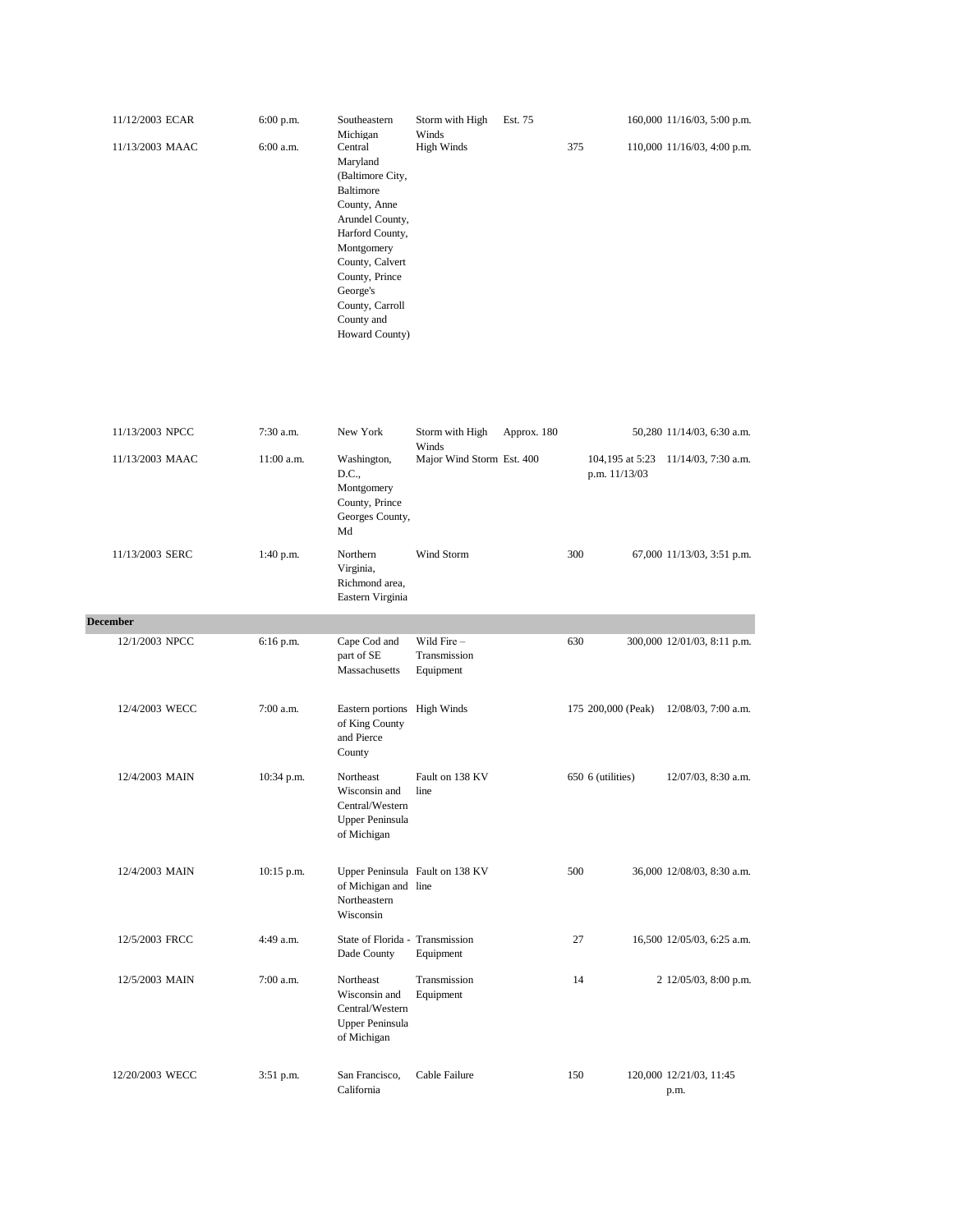| | | | | | | | |
|---|---|---|---|---|---|---|---|
| 11/12/2003 | ECAR | 6:00 p.m. | Southeastern Michigan | Storm with High Winds | Est. 75 | 160,000 | 11/16/03, 5:00 p.m. |
| 11/13/2003 | MAAC | 6:00 a.m. | Central Maryland (Baltimore City, Baltimore County, Anne Arundel County, Harford County, Montgomery County, Calvert County, Prince George's County, Carroll County and Howard County) | High Winds | 375 | 110,000 | 11/16/03, 4:00 p.m. |
| 11/13/2003 | NPCC | 7:30 a.m. | New York | Storm with High Winds | Approx. 180 | 50,280 | 11/14/03, 6:30 a.m. |
| 11/13/2003 | MAAC | 11:00 a.m. | Washington, D.C., Montgomery County, Prince Georges County, Md | Major Wind Storm | Est. 400 | 104,195 at 5:23 p.m. 11/13/03 | 11/14/03, 7:30 a.m. |
| 11/13/2003 | SERC | 1:40 p.m. | Northern Virginia, Richmond area, Eastern Virginia | Wind Storm | 300 | 67,000 | 11/13/03, 3:51 p.m. |
| **December** | | | | | | | |
| 12/1/2003 | NPCC | 6:16 p.m. | Cape Cod and part of SE Massachusetts | Wild Fire – Transmission Equipment | 630 | 300,000 | 12/01/03, 8:11 p.m. |
| 12/4/2003 | WECC | 7:00 a.m. | Eastern portions of King County and Pierce County | High Winds | 175 | 200,000 (Peak) | 12/08/03, 7:00 a.m. |
| 12/4/2003 | MAIN | 10:34 p.m. | Northeast Wisconsin and Central/Western Upper Peninsula of Michigan | Fault on 138 KV line | 650 | 6 (utilities) | 12/07/03, 8:30 a.m. |
| 12/4/2003 | MAIN | 10:15 p.m. | Upper Peninsula of Michigan and Northeastern Wisconsin | Fault on 138 KV line | 500 | 36,000 | 12/08/03, 8:30 a.m. |
| 12/5/2003 | FRCC | 4:49 a.m. | State of Florida - Dade County | Transmission Equipment | 27 | 16,500 | 12/05/03, 6:25 a.m. |
| 12/5/2003 | MAIN | 7:00 a.m. | Northeast Wisconsin and Central/Western Upper Peninsula of Michigan | Transmission Equipment | 14 | 2 | 12/05/03, 8:00 p.m. |
| 12/20/2003 | WECC | 3:51 p.m. | San Francisco, California | Cable Failure | 150 | 120,000 | 12/21/03, 11:45 p.m. |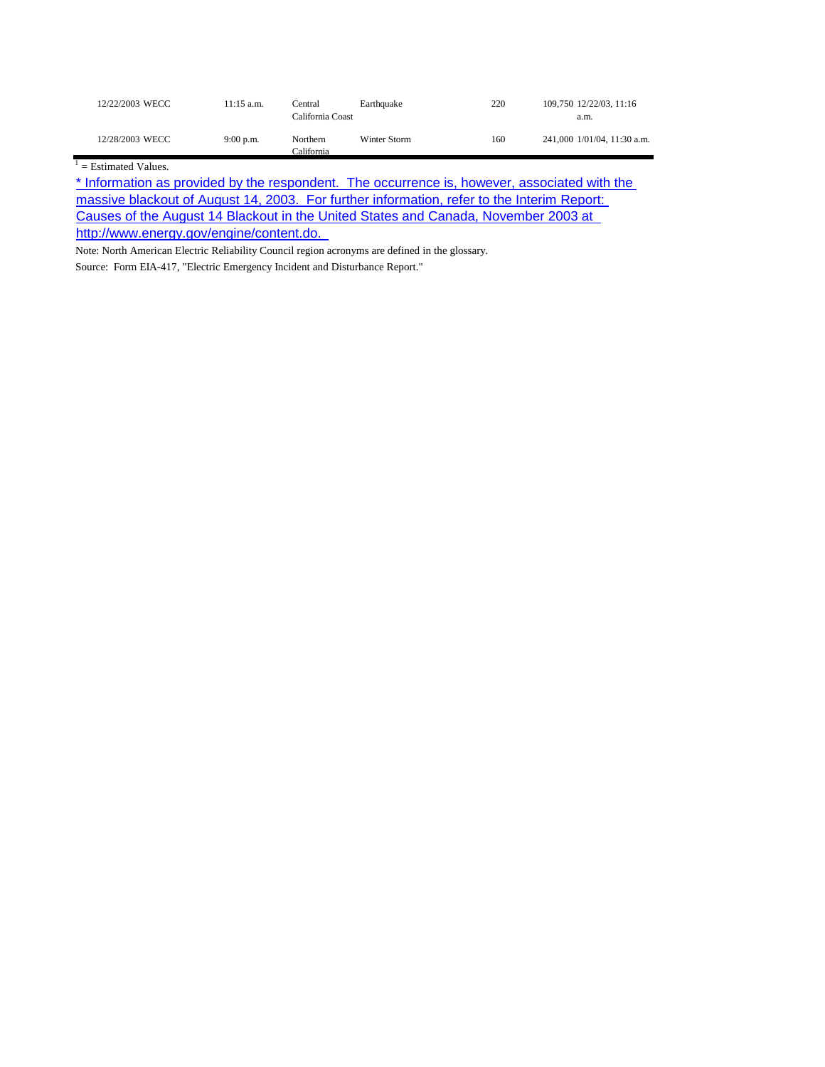| | | | | | | | |
|---|---|---|---|---|---|---|---|
| 12/22/2003 | WECC | 11:15 a.m. | Central California Coast | Earthquake | 220 | 109,750 | 12/22/03, 11:16 a.m. |
| 12/28/2003 | WECC | 9:00 p.m. | Northern California | Winter Storm | 160 | 241,000 | 1/01/04, 11:30 a.m. |

[1] = Estimated Values.

* Information as provided by the respondent. The occurrence is, however, associated with the massive blackout of August 14, 2003. For further information, refer to the Interim Report: Causes of the August 14 Blackout in the United States and Canada, November 2003 at http://www.energy.gov/engine/content.do.

Note: North American Electric Reliability Council region acronyms are defined in the glossary.

Source: Form EIA-417, "Electric Emergency Incident and Disturbance Report."